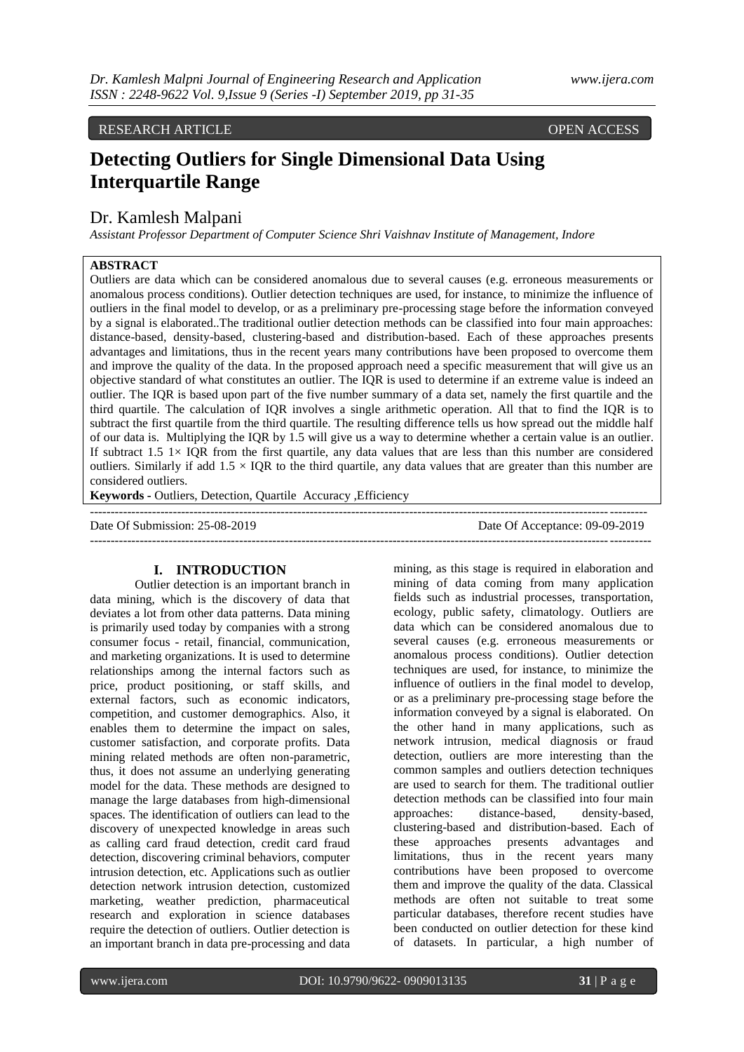RESEARCH ARTICLE OPEN ACCESS

# Detecting Outliers for Single Dimensional Data Using Interquartile Range

## Dr. Kamlesh Malpani

*Assistant Professor Department of Computer Science Shri Vaishnav Institute of Management, Indore*

**ABSTRACT**

Outliers are data which can be considered anomalous due to several causes (e.g. erroneous measurements or anomalous process conditions). Outlier detection techniques are used, for instance, to minimize the influence of outliers in the final model to develop, or as a preliminary pre-processing stage before the information conveyed by a signal is elaborated..The traditional outlier detection methods can be classified into four main approaches: distance-based, density-based, clustering-based and distribution-based. Each of these approaches presents advantages and limitations, thus in the recent years many contributions have been proposed to overcome them and improve the quality of the data. In the proposed approach need a specific measurement that will give us an objective standard of what constitutes an outlier. The IQR is used to determine if an extreme value is indeed an outlier. The IQR is based upon part of the five number summary of a data set, namely the first quartile and the third quartile. The calculation of IQR involves a single arithmetic operation. All that to find the IQR is to subtract the first quartile from the third quartile. The resulting difference tells us how spread out the middle half of our data is. Multiplying the IQR by 1.5 will give us a way to determine whether a certain value is an outlier. If subtract 1.5 1× IQR from the first quartile, any data values that are less than this number are considered outliers. Similarly if add 1.5 × IQR to the third quartile, any data values that are greater than this number are considered outliers.

**Keywords -** Outliers, Detection, Quartile Accuracy ,Efficiency

---

Date Of Submission: 25-08-2019 Date Of Acceptance: 09-09-2019

---

## I. INTRODUCTION

Outlier detection is an important branch in data mining, which is the discovery of data that deviates a lot from other data patterns. Data mining is primarily used today by companies with a strong consumer focus - retail, financial, communication, and marketing organizations. It is used to determine relationships among the internal factors such as price, product positioning, or staff skills, and external factors, such as economic indicators, competition, and customer demographics. Also, it enables them to determine the impact on sales, customer satisfaction, and corporate profits. Data mining related methods are often non-parametric, thus, it does not assume an underlying generating model for the data. These methods are designed to manage the large databases from high-dimensional spaces. The identification of outliers can lead to the discovery of unexpected knowledge in areas such as calling card fraud detection, credit card fraud detection, discovering criminal behaviors, computer intrusion detection, etc. Applications such as outlier detection network intrusion detection, customized marketing, weather prediction, pharmaceutical research and exploration in science databases require the detection of outliers. Outlier detection is an important branch in data pre-processing and data mining, as this stage is required in elaboration and mining of data coming from many application fields such as industrial processes, transportation, ecology, public safety, climatology. Outliers are data which can be considered anomalous due to several causes (e.g. erroneous measurements or anomalous process conditions). Outlier detection techniques are used, for instance, to minimize the influence of outliers in the final model to develop, or as a preliminary pre-processing stage before the information conveyed by a signal is elaborated. On the other hand in many applications, such as network intrusion, medical diagnosis or fraud detection, outliers are more interesting than the common samples and outliers detection techniques are used to search for them. The traditional outlier detection methods can be classified into four main approaches: distance-based, density-based, clustering-based and distribution-based. Each of these approaches presents advantages and limitations, thus in the recent years many contributions have been proposed to overcome them and improve the quality of the data. Classical methods are often not suitable to treat some particular databases, therefore recent studies have been conducted on outlier detection for these kind of datasets. In particular, a high number of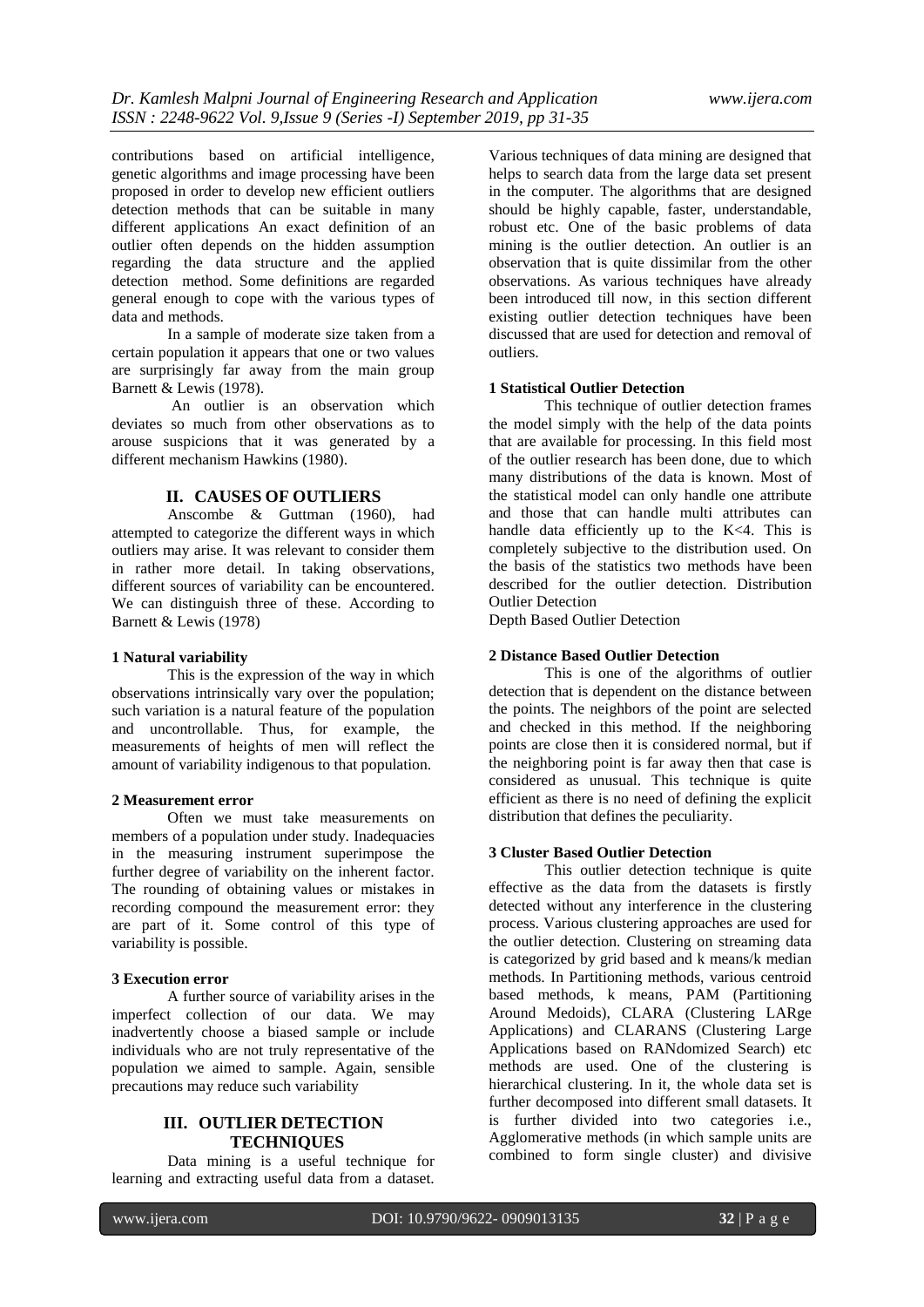contributions based on artificial intelligence, genetic algorithms and image processing have been proposed in order to develop new efficient outliers detection methods that can be suitable in many different applications An exact definition of an outlier often depends on the hidden assumption regarding the data structure and the applied detection method. Some definitions are regarded general enough to cope with the various types of data and methods.

In a sample of moderate size taken from a certain population it appears that one or two values are surprisingly far away from the main group Barnett & Lewis (1978).

An outlier is an observation which deviates so much from other observations as to arouse suspicions that it was generated by a different mechanism Hawkins (1980).

## II. CAUSES OF OUTLIERS

Anscombe & Guttman (1960), had attempted to categorize the different ways in which outliers may arise. It was relevant to consider them in rather more detail. In taking observations, different sources of variability can be encountered. We can distinguish three of these. According to Barnett & Lewis (1978)

**1 Natural variability**

This is the expression of the way in which observations intrinsically vary over the population; such variation is a natural feature of the population and uncontrollable. Thus, for example, the measurements of heights of men will reflect the amount of variability indigenous to that population.

**2 Measurement error**

Often we must take measurements on members of a population under study. Inadequacies in the measuring instrument superimpose the further degree of variability on the inherent factor. The rounding of obtaining values or mistakes in recording compound the measurement error: they are part of it. Some control of this type of variability is possible.

**3 Execution error**

A further source of variability arises in the imperfect collection of our data. We may inadvertently choose a biased sample or include individuals who are not truly representative of the population we aimed to sample. Again, sensible precautions may reduce such variability

## III. OUTLIER DETECTION TECHNIQUES

Data mining is a useful technique for learning and extracting useful data from a dataset. Various techniques of data mining are designed that helps to search data from the large data set present in the computer. The algorithms that are designed should be highly capable, faster, understandable, robust etc. One of the basic problems of data mining is the outlier detection. An outlier is an observation that is quite dissimilar from the other observations. As various techniques have already been introduced till now, in this section different existing outlier detection techniques have been discussed that are used for detection and removal of outliers.

**1 Statistical Outlier Detection**

This technique of outlier detection frames the model simply with the help of the data points that are available for processing. In this field most of the outlier research has been done, due to which many distributions of the data is known. Most of the statistical model can only handle one attribute and those that can handle multi attributes can handle data efficiently up to the K<4. This is completely subjective to the distribution used. On the basis of the statistics two methods have been described for the outlier detection. Distribution Outlier Detection

Depth Based Outlier Detection

**2 Distance Based Outlier Detection**

This is one of the algorithms of outlier detection that is dependent on the distance between the points. The neighbors of the point are selected and checked in this method. If the neighboring points are close then it is considered normal, but if the neighboring point is far away then that case is considered as unusual. This technique is quite efficient as there is no need of defining the explicit distribution that defines the peculiarity.

**3 Cluster Based Outlier Detection**

This outlier detection technique is quite effective as the data from the datasets is firstly detected without any interference in the clustering process. Various clustering approaches are used for the outlier detection. Clustering on streaming data is categorized by grid based and k means/k median methods. In Partitioning methods, various centroid based methods, k means, PAM (Partitioning Around Medoids), CLARA (Clustering LARge Applications) and CLARANS (Clustering Large Applications based on RANdomized Search) etc methods are used. One of the clustering is hierarchical clustering. In it, the whole data set is further decomposed into different small datasets. It is further divided into two categories i.e., Agglomerative methods (in which sample units are combined to form single cluster) and divisive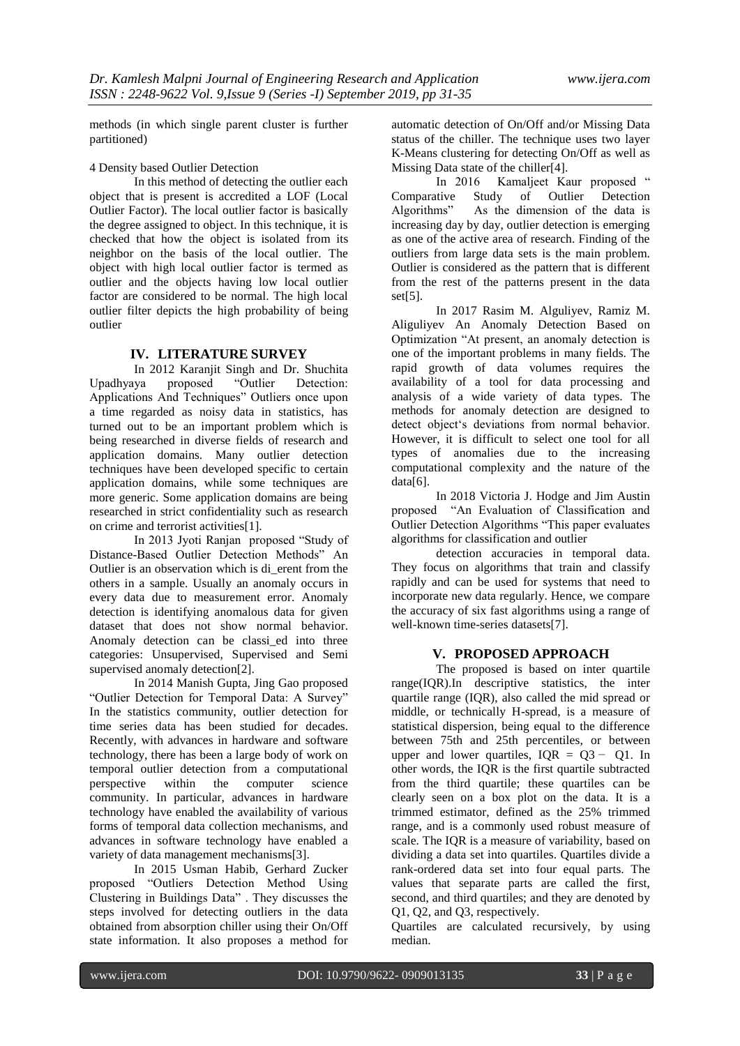methods (in which single parent cluster is further partitioned)

4 Density based Outlier Detection

In this method of detecting the outlier each object that is present is accredited a LOF (Local Outlier Factor). The local outlier factor is basically the degree assigned to object. In this technique, it is checked that how the object is isolated from its neighbor on the basis of the local outlier. The object with high local outlier factor is termed as outlier and the objects having low local outlier factor are considered to be normal. The high local outlier filter depicts the high probability of being outlier

## IV. LITERATURE SURVEY

In 2012 Karanjit Singh and Dr. Shuchita Upadhyaya proposed "Outlier Detection: Applications And Techniques" Outliers once upon a time regarded as noisy data in statistics, has turned out to be an important problem which is being researched in diverse fields of research and application domains. Many outlier detection techniques have been developed specific to certain application domains, while some techniques are more generic. Some application domains are being researched in strict confidentiality such as research on crime and terrorist activities[1].

In 2013 Jyoti Ranjan proposed "Study of Distance-Based Outlier Detection Methods" An Outlier is an observation which is di_erent from the others in a sample. Usually an anomaly occurs in every data due to measurement error. Anomaly detection is identifying anomalous data for given dataset that does not show normal behavior. Anomaly detection can be classi_ed into three categories: Unsupervised, Supervised and Semi supervised anomaly detection[2].

In 2014 Manish Gupta, Jing Gao proposed "Outlier Detection for Temporal Data: A Survey" In the statistics community, outlier detection for time series data has been studied for decades. Recently, with advances in hardware and software technology, there has been a large body of work on temporal outlier detection from a computational perspective within the computer science community. In particular, advances in hardware technology have enabled the availability of various forms of temporal data collection mechanisms, and advances in software technology have enabled a variety of data management mechanisms[3].

In 2015 Usman Habib, Gerhard Zucker proposed "Outliers Detection Method Using Clustering in Buildings Data" . They discusses the steps involved for detecting outliers in the data obtained from absorption chiller using their On/Off state information. It also proposes a method for automatic detection of On/Off and/or Missing Data status of the chiller. The technique uses two layer K-Means clustering for detecting On/Off as well as Missing Data state of the chiller[4].

In 2016 Kamaljeet Kaur proposed " Comparative Study of Outlier Detection Algorithms" As the dimension of the data is increasing day by day, outlier detection is emerging as one of the active area of research. Finding of the outliers from large data sets is the main problem. Outlier is considered as the pattern that is different from the rest of the patterns present in the data set[5].

In 2017 Rasim M. Alguliyev, Ramiz M. Aliguliyev An Anomaly Detection Based on Optimization "At present, an anomaly detection is one of the important problems in many fields. The rapid growth of data volumes requires the availability of a tool for data processing and analysis of a wide variety of data types. The methods for anomaly detection are designed to detect object's deviations from normal behavior. However, it is difficult to select one tool for all types of anomalies due to the increasing computational complexity and the nature of the data[6].

In 2018 Victoria J. Hodge and Jim Austin proposed "An Evaluation of Classification and Outlier Detection Algorithms "This paper evaluates algorithms for classification and outlier detection accuracies in temporal data. They focus on algorithms that train and classify rapidly and can be used for systems that need to incorporate new data regularly. Hence, we compare the accuracy of six fast algorithms using a range of well-known time-series datasets[7].

## V. PROPOSED APPROACH

The proposed is based on inter quartile range(IQR).In descriptive statistics, the inter quartile range (IQR), also called the mid spread or middle, or technically H-spread, is a measure of statistical dispersion, being equal to the difference between 75th and 25th percentiles, or between upper and lower quartiles, $IQR = Q3 - Q1$. In other words, the IQR is the first quartile subtracted from the third quartile; these quartiles can be clearly seen on a box plot on the data. It is a trimmed estimator, defined as the 25% trimmed range, and is a commonly used robust measure of scale. The IQR is a measure of variability, based on dividing a data set into quartiles. Quartiles divide a rank-ordered data set into four equal parts. The values that separate parts are called the first, second, and third quartiles; and they are denoted by Q1, Q2, and Q3, respectively.

Quartiles are calculated recursively, by using median.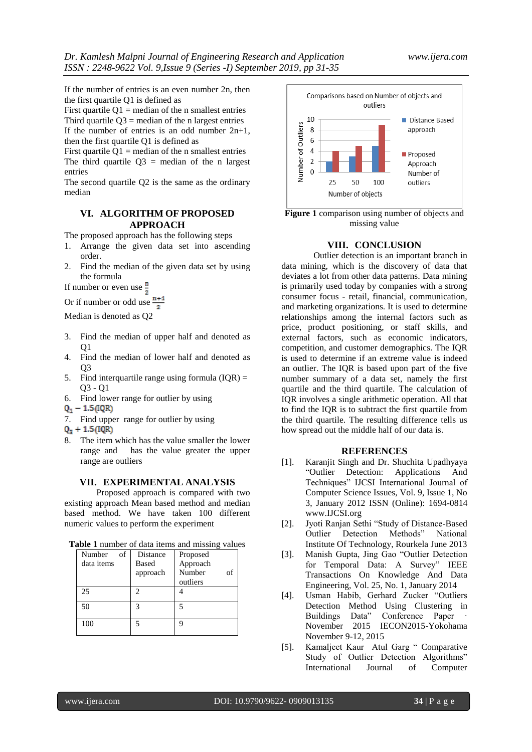If the number of entries is an even number 2n, then the first quartile Q1 is defined as

First quartile Q1 = median of the n smallest entries

Third quartile Q3 = median of the n largest entries

If the number of entries is an odd number 2n+1, then the first quartile Q1 is defined as

First quartile Q1 = median of the n smallest entries

The third quartile Q3 = median of the n largest entries

The second quartile Q2 is the same as the ordinary median

## VI. ALGORITHM OF PROPOSED APPROACH

The proposed approach has the following steps

1. Arrange the given data set into ascending order.
2. Find the median of the given data set by using the formula

If number or even use $\frac{n}{2}$

Or if number or odd use $\frac{n+1}{2}$

Median is denoted as Q2

3. Find the median of upper half and denoted as Q1
4. Find the median of lower half and denoted as Q3
5. Find interquartile range using formula (IQR) = Q3 - Q1
6. Find lower range for outlier by using

$Q_1 - 1.5(IQR)$

7. Find upper range for outlier by using

$Q_3 + 1.5(IQR)$

8. The item which has the value smaller the lower range and has the value greater the upper range are outliers

## VII. EXPERIMENTAL ANALYSIS

Proposed approach is compared with two existing approach Mean based method and median based method. We have taken 100 different numeric values to perform the experiment

**Table 1** number of data items and missing values

| Number of data items | Distance Based approach | Proposed Approach Number of outliers |
|---|---|---|
| 25 | 2 | 4 |
| 50 | 3 | 5 |
| 100 | 5 | 9 |

**Figure 1** comparison using number of objects and missing value

## VIII. CONCLUSION

Outlier detection is an important branch in data mining, which is the discovery of data that deviates a lot from other data patterns. Data mining is primarily used today by companies with a strong consumer focus - retail, financial, communication, and marketing organizations. It is used to determine relationships among the internal factors such as price, product positioning, or staff skills, and external factors, such as economic indicators, competition, and customer demographics. The IQR is used to determine if an extreme value is indeed an outlier. The IQR is based upon part of the five number summary of a data set, namely the first quartile and the third quartile. The calculation of IQR involves a single arithmetic operation. All that to find the IQR is to subtract the first quartile from the third quartile. The resulting difference tells us how spread out the middle half of our data is.

## REFERENCES

[1]. Karanjit Singh and Dr. Shuchita Upadhyaya "Outlier Detection: Applications And Techniques" IJCSI International Journal of Computer Science Issues, Vol. 9, Issue 1, No 3, January 2012 ISSN (Online): 1694-0814 www.IJCSI.org

[2]. Jyoti Ranjan Sethi "Study of Distance-Based Outlier Detection Methods" National Institute Of Technology, Rourkela June 2013

[3]. Manish Gupta, Jing Gao "Outlier Detection for Temporal Data: A Survey" IEEE Transactions On Knowledge And Data Engineering, Vol. 25, No. 1, January 2014

[4]. Usman Habib, Gerhard Zucker "Outliers Detection Method Using Clustering in Buildings Data" Conference Paper · November 2015 IECON2015-Yokohama November 9-12, 2015

[5]. Kamaljeet Kaur Atul Garg " Comparative Study of Outlier Detection Algorithms" International Journal of Computer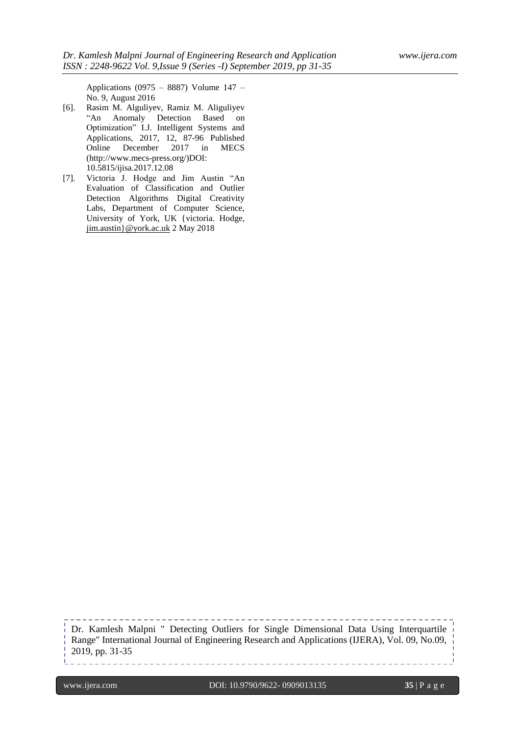Applications (0975 – 8887) Volume 147 – No. 9, August 2016

[6]. Rasim M. Alguliyev, Ramiz M. Aliguliyev "An Anomaly Detection Based on Optimization" I.J. Intelligent Systems and Applications, 2017, 12, 87-96 Published Online December 2017 in MECS (http://www.mecs-press.org/)DOI: 10.5815/ijisa.2017.12.08

[7]. Victoria J. Hodge and Jim Austin "An Evaluation of Classification and Outlier Detection Algorithms Digital Creativity Labs, Department of Computer Science, University of York, UK {victoria. Hodge, jim.austin}@york.ac.uk 2 May 2018

Dr. Kamlesh Malpni " Detecting Outliers for Single Dimensional Data Using Interquartile Range" International Journal of Engineering Research and Applications (IJERA), Vol. 09, No.09, 2019, pp. 31-35